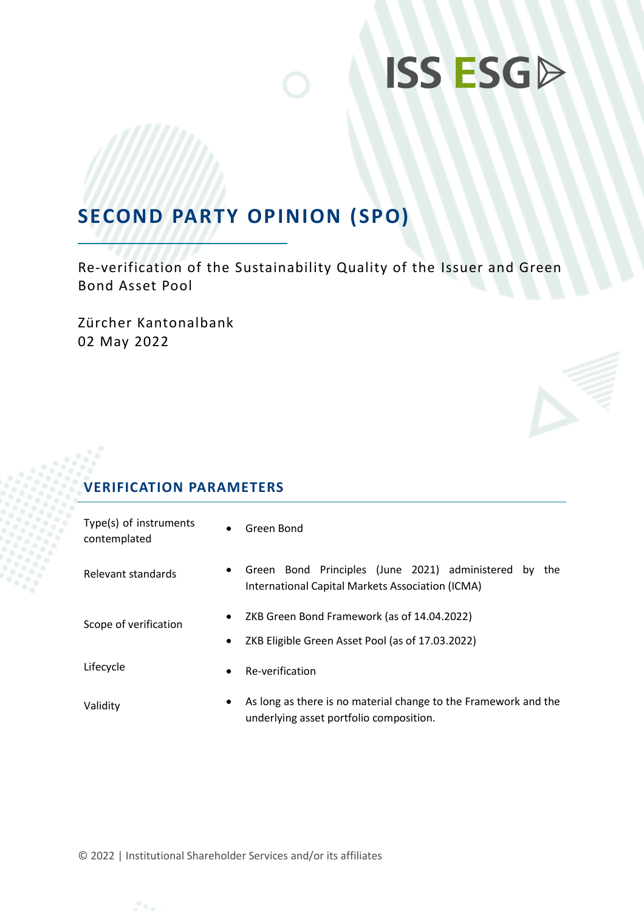ISS ESG

# SECOND PARTY OPINION (SPO)

Re-verification of the Sustainability Quality of the Issuer and Green Bond Asset Pool

Zürcher Kantonalbank
02 May 2022

## VERIFICATION PARAMETERS

| | |
|---|---|
| Type(s) of instruments contemplated | • Green Bond |
| Relevant standards | • Green Bond Principles (June 2021) administered by the International Capital Markets Association (ICMA) |
| Scope of verification | • ZKB Green Bond Framework (as of 14.04.2022)<br>• ZKB Eligible Green Asset Pool (as of 17.03.2022) |
| Lifecycle | • Re-verification |
| Validity | • As long as there is no material change to the Framework and the underlying asset portfolio composition. |

© 2022 | Institutional Shareholder Services and/or its affiliates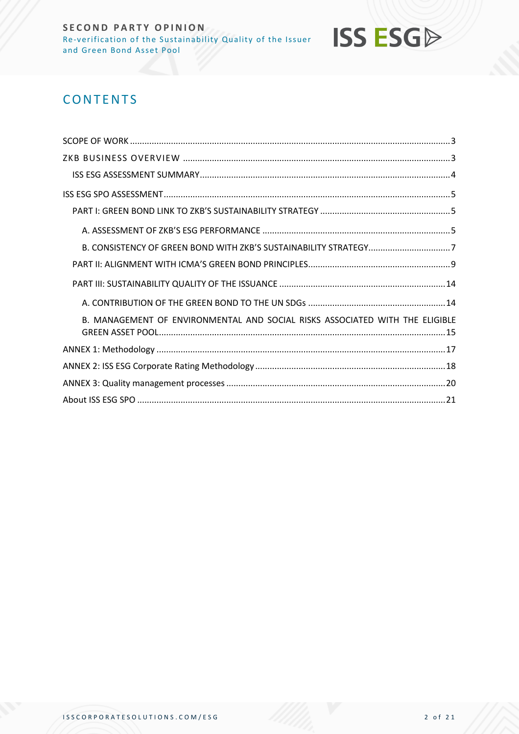## CONTENTS

SCOPE OF WORK ........ 3

ZKB BUSINESS OVERVIEW ........ 3

- ISS ESG ASSESSMENT SUMMARY ........ 4

ISS ESG SPO ASSESSMENT ........ 5

- PART I: GREEN BOND LINK TO ZKB'S SUSTAINABILITY STRATEGY ........ 5
  - A. ASSESSMENT OF ZKB'S ESG PERFORMANCE ........ 5
  - B. CONSISTENCY OF GREEN BOND WITH ZKB'S SUSTAINABILITY STRATEGY ........ 7
- PART II: ALIGNMENT WITH ICMA'S GREEN BOND PRINCIPLES ........ 9
- PART III: SUSTAINABILITY QUALITY OF THE ISSUANCE ........ 14
  - A. CONTRIBUTION OF THE GREEN BOND TO THE UN SDGs ........ 14
  - B. MANAGEMENT OF ENVIRONMENTAL AND SOCIAL RISKS ASSOCIATED WITH THE ELIGIBLE GREEN ASSET POOL ........ 15

ANNEX 1: Methodology ........ 17

ANNEX 2: ISS ESG Corporate Rating Methodology ........ 18

ANNEX 3: Quality management processes ........ 20

About ISS ESG SPO ........ 21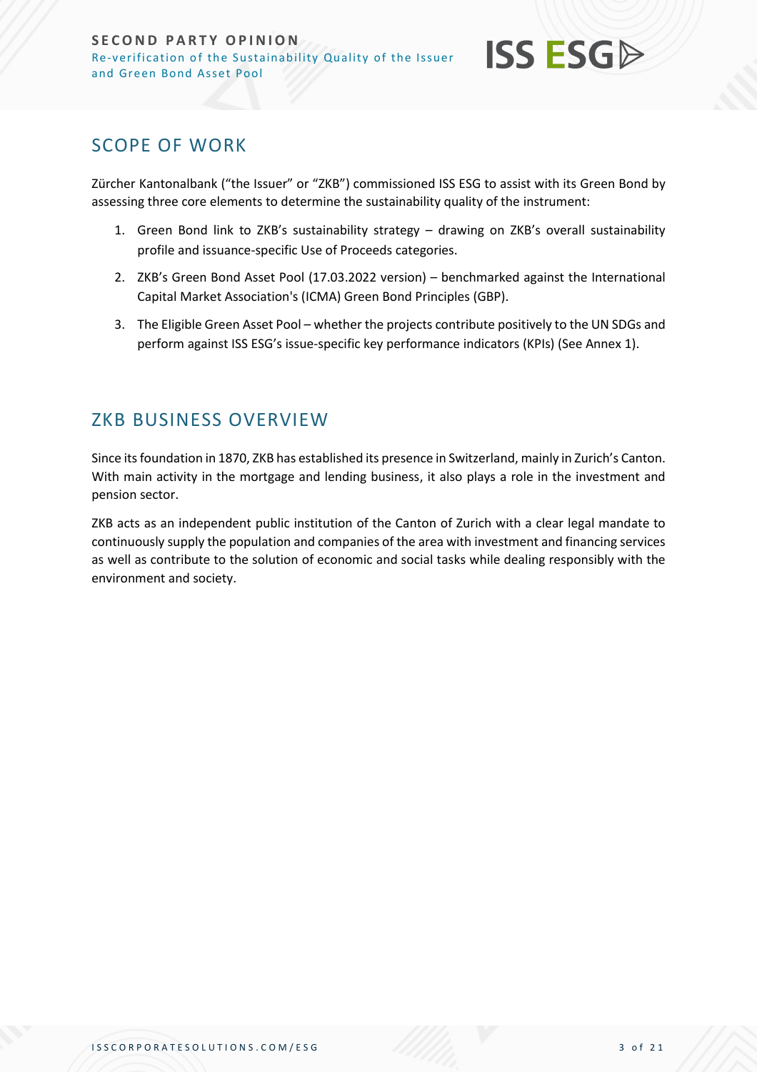## SCOPE OF WORK

Zürcher Kantonalbank ("the Issuer" or "ZKB") commissioned ISS ESG to assist with its Green Bond by assessing three core elements to determine the sustainability quality of the instrument:

1. Green Bond link to ZKB's sustainability strategy – drawing on ZKB's overall sustainability profile and issuance-specific Use of Proceeds categories.
2. ZKB's Green Bond Asset Pool (17.03.2022 version) – benchmarked against the International Capital Market Association's (ICMA) Green Bond Principles (GBP).
3. The Eligible Green Asset Pool – whether the projects contribute positively to the UN SDGs and perform against ISS ESG's issue-specific key performance indicators (KPIs) (See Annex 1).

## ZKB BUSINESS OVERVIEW

Since its foundation in 1870, ZKB has established its presence in Switzerland, mainly in Zurich's Canton. With main activity in the mortgage and lending business, it also plays a role in the investment and pension sector.

ZKB acts as an independent public institution of the Canton of Zurich with a clear legal mandate to continuously supply the population and companies of the area with investment and financing services as well as contribute to the solution of economic and social tasks while dealing responsibly with the environment and society.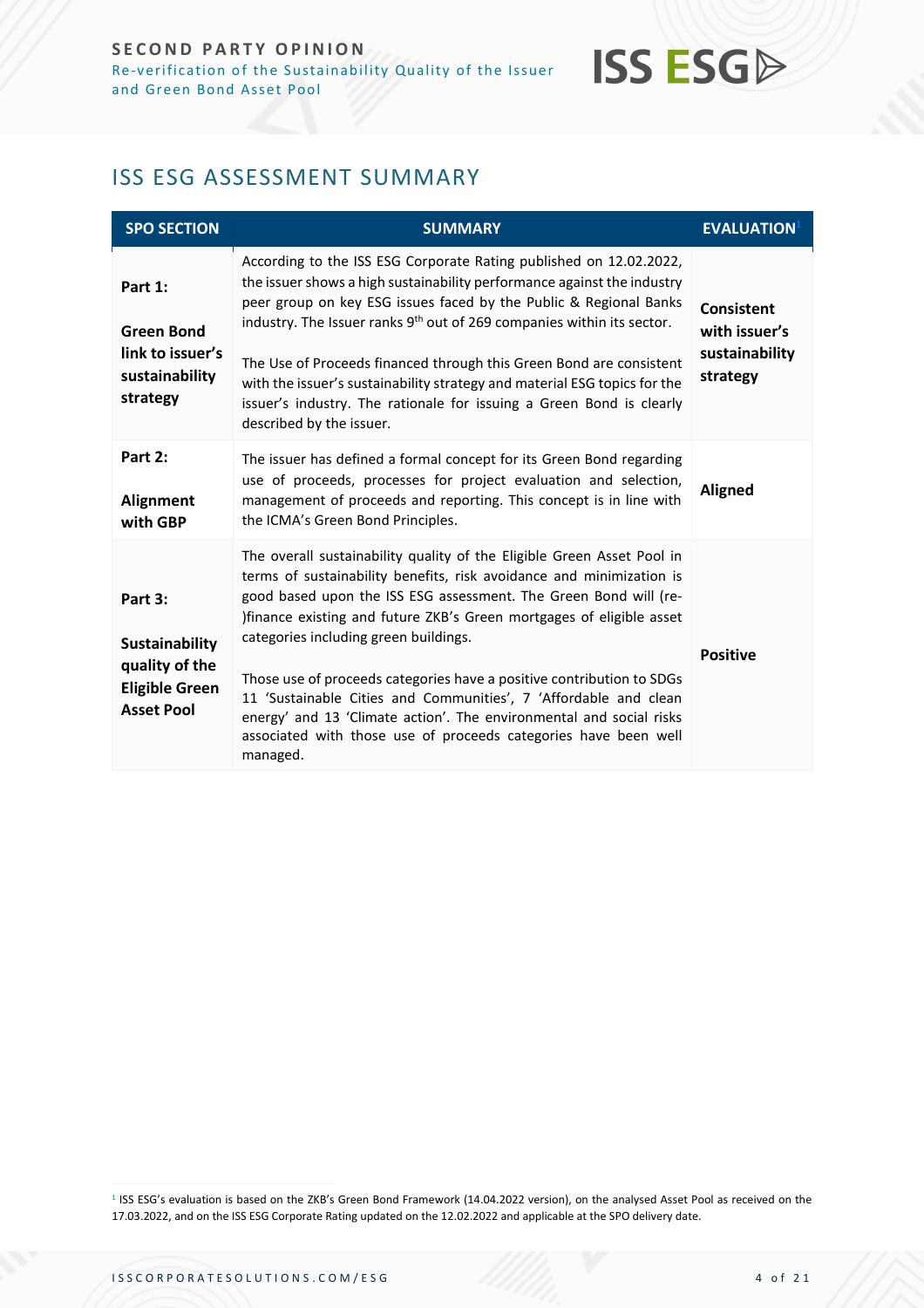## ISS ESG ASSESSMENT SUMMARY

| SPO SECTION | SUMMARY | EVALUATION[1] |
|---|---|---|
| **Part 1:** **Green Bond link to issuer's sustainability strategy** | According to the ISS ESG Corporate Rating published on 12.02.2022, the issuer shows a high sustainability performance against the industry peer group on key ESG issues faced by the Public & Regional Banks industry. The Issuer ranks 9th out of 269 companies within its sector. The Use of Proceeds financed through this Green Bond are consistent with the issuer's sustainability strategy and material ESG topics for the issuer's industry. The rationale for issuing a Green Bond is clearly described by the issuer. | **Consistent with issuer's sustainability strategy** |
| **Part 2:** **Alignment with GBP** | The issuer has defined a formal concept for its Green Bond regarding use of proceeds, processes for project evaluation and selection, management of proceeds and reporting. This concept is in line with the ICMA's Green Bond Principles. | **Aligned** |
| **Part 3:** **Sustainability quality of the Eligible Green Asset Pool** | The overall sustainability quality of the Eligible Green Asset Pool in terms of sustainability benefits, risk avoidance and minimization is good based upon the ISS ESG assessment. The Green Bond will (re-)finance existing and future ZKB's Green mortgages of eligible asset categories including green buildings. Those use of proceeds categories have a positive contribution to SDGs 11 'Sustainable Cities and Communities', 7 'Affordable and clean energy' and 13 'Climate action'. The environmental and social risks associated with those use of proceeds categories have been well managed. | **Positive** |

[1] ISS ESG's evaluation is based on the ZKB's Green Bond Framework (14.04.2022 version), on the analysed Asset Pool as received on the 17.03.2022, and on the ISS ESG Corporate Rating updated on the 12.02.2022 and applicable at the SPO delivery date.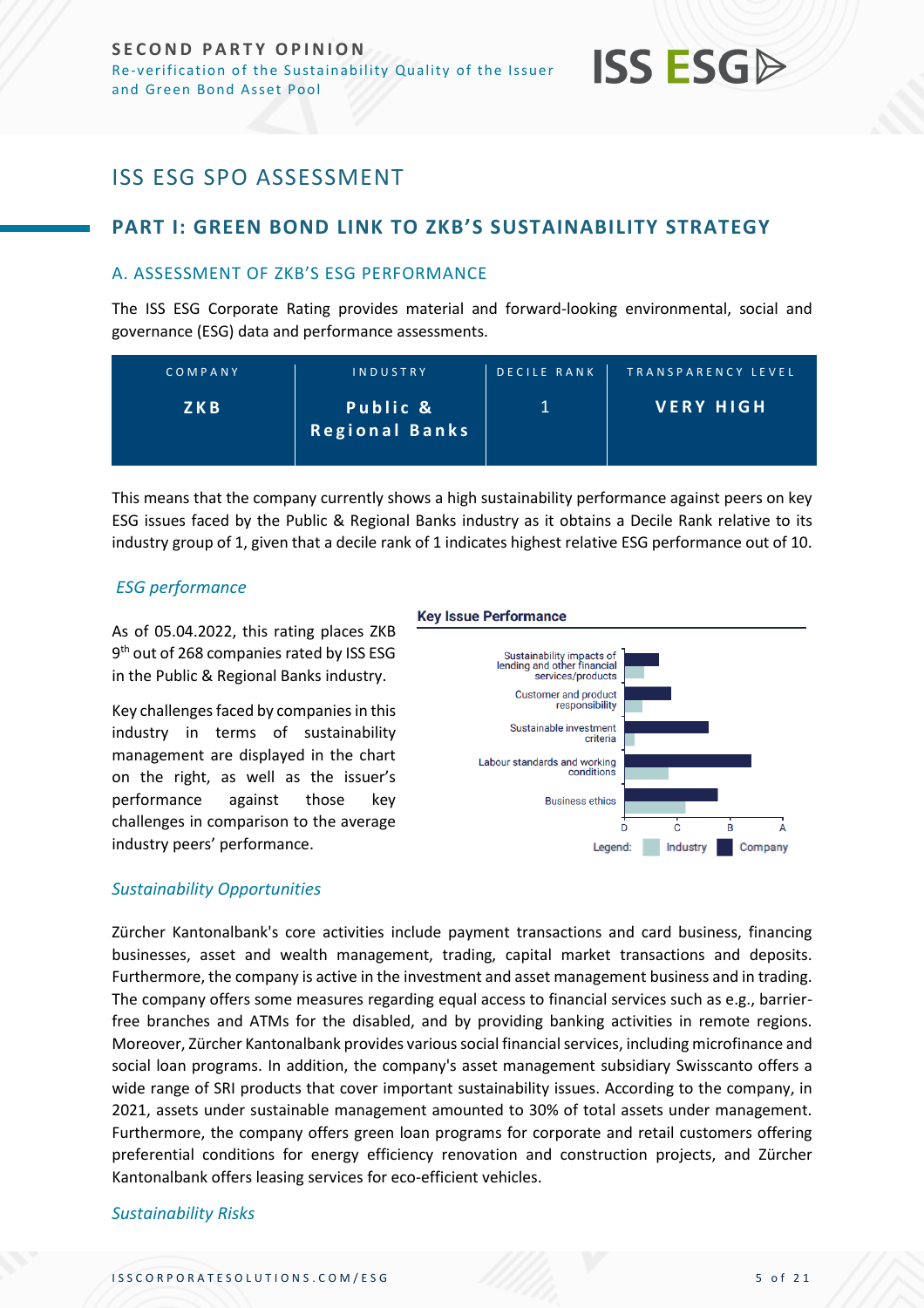# ISS ESG SPO ASSESSMENT

## PART I: GREEN BOND LINK TO ZKB'S SUSTAINABILITY STRATEGY

### A. ASSESSMENT OF ZKB'S ESG PERFORMANCE

The ISS ESG Corporate Rating provides material and forward-looking environmental, social and governance (ESG) data and performance assessments.

| COMPANY | INDUSTRY | DECILE RANK | TRANSPARENCY LEVEL |
|---|---|---|---|
| **ZKB** | **Public & Regional Banks** | 1 | **VERY HIGH** |

This means that the company currently shows a high sustainability performance against peers on key ESG issues faced by the Public & Regional Banks industry as it obtains a Decile Rank relative to its industry group of 1, given that a decile rank of 1 indicates highest relative ESG performance out of 10.

#### *ESG performance*

As of 05.04.2022, this rating places ZKB 9th out of 268 companies rated by ISS ESG in the Public & Regional Banks industry.

Key challenges faced by companies in this industry in terms of sustainability management are displayed in the chart on the right, as well as the issuer's performance against those key challenges in comparison to the average industry peers' performance.

**Key Issue Performance**

- Sustainability impacts of lending and other financial services/products
- Customer and product responsibility
- Sustainable investment criteria
- Labour standards and working conditions
- Business ethics

Scale: D, C, B, A — Legend: Industry, Company

#### *Sustainability Opportunities*

Zürcher Kantonalbank's core activities include payment transactions and card business, financing businesses, asset and wealth management, trading, capital market transactions and deposits. Furthermore, the company is active in the investment and asset management business and in trading. The company offers some measures regarding equal access to financial services such as e.g., barrier-free branches and ATMs for the disabled, and by providing banking activities in remote regions. Moreover, Zürcher Kantonalbank provides various social financial services, including microfinance and social loan programs. In addition, the company's asset management subsidiary Swisscanto offers a wide range of SRI products that cover important sustainability issues. According to the company, in 2021, assets under sustainable management amounted to 30% of total assets under management. Furthermore, the company offers green loan programs for corporate and retail customers offering preferential conditions for energy efficiency renovation and construction projects, and Zürcher Kantonalbank offers leasing services for eco-efficient vehicles.

#### *Sustainability Risks*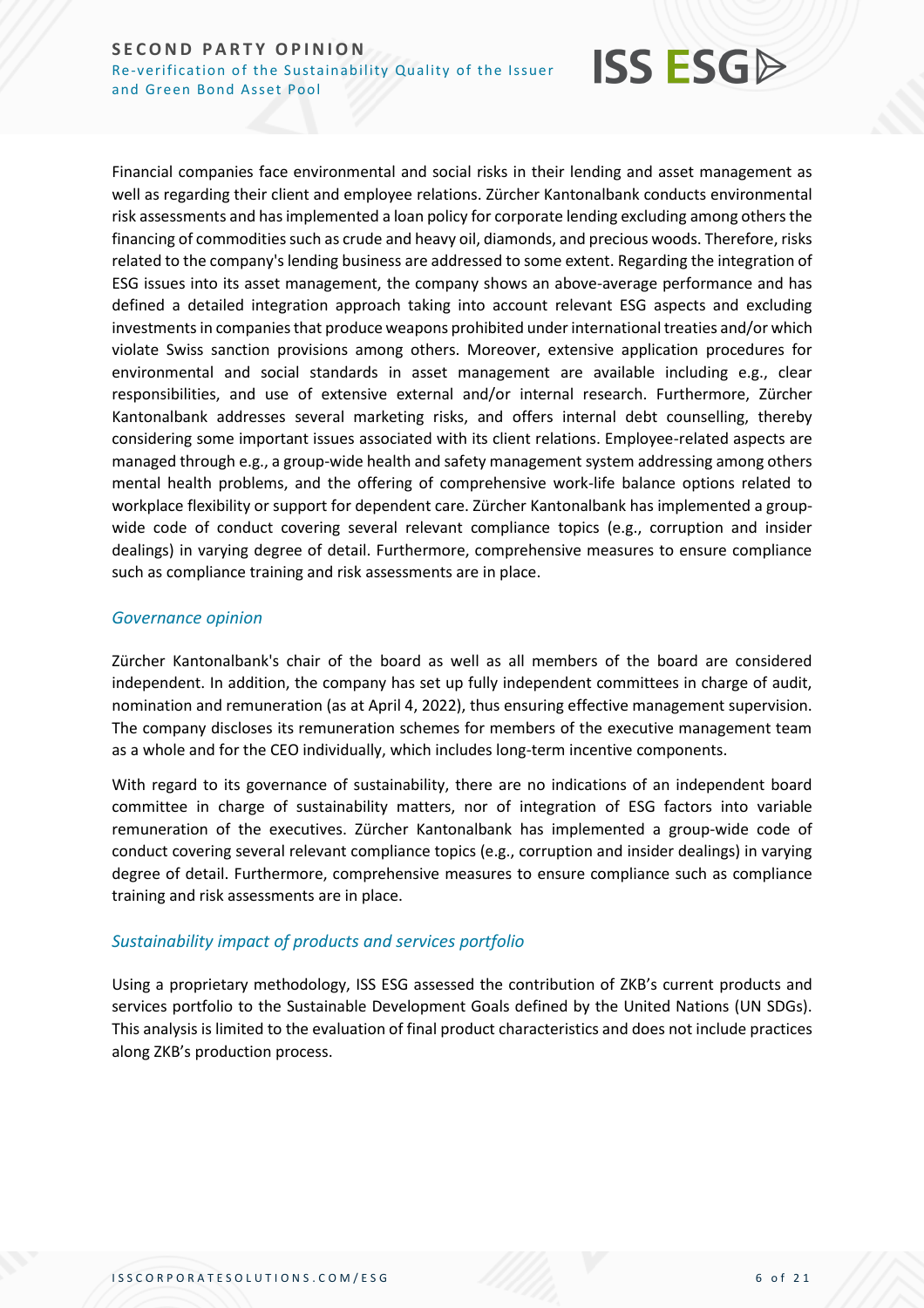Financial companies face environmental and social risks in their lending and asset management as well as regarding their client and employee relations. Zürcher Kantonalbank conducts environmental risk assessments and has implemented a loan policy for corporate lending excluding among others the financing of commodities such as crude and heavy oil, diamonds, and precious woods. Therefore, risks related to the company's lending business are addressed to some extent. Regarding the integration of ESG issues into its asset management, the company shows an above-average performance and has defined a detailed integration approach taking into account relevant ESG aspects and excluding investments in companies that produce weapons prohibited under international treaties and/or which violate Swiss sanction provisions among others. Moreover, extensive application procedures for environmental and social standards in asset management are available including e.g., clear responsibilities, and use of extensive external and/or internal research. Furthermore, Zürcher Kantonalbank addresses several marketing risks, and offers internal debt counselling, thereby considering some important issues associated with its client relations. Employee-related aspects are managed through e.g., a group-wide health and safety management system addressing among others mental health problems, and the offering of comprehensive work-life balance options related to workplace flexibility or support for dependent care. Zürcher Kantonalbank has implemented a group-wide code of conduct covering several relevant compliance topics (e.g., corruption and insider dealings) in varying degree of detail. Furthermore, comprehensive measures to ensure compliance such as compliance training and risk assessments are in place.

### *Governance opinion*

Zürcher Kantonalbank's chair of the board as well as all members of the board are considered independent. In addition, the company has set up fully independent committees in charge of audit, nomination and remuneration (as at April 4, 2022), thus ensuring effective management supervision. The company discloses its remuneration schemes for members of the executive management team as a whole and for the CEO individually, which includes long-term incentive components.

With regard to its governance of sustainability, there are no indications of an independent board committee in charge of sustainability matters, nor of integration of ESG factors into variable remuneration of the executives. Zürcher Kantonalbank has implemented a group-wide code of conduct covering several relevant compliance topics (e.g., corruption and insider dealings) in varying degree of detail. Furthermore, comprehensive measures to ensure compliance such as compliance training and risk assessments are in place.

### *Sustainability impact of products and services portfolio*

Using a proprietary methodology, ISS ESG assessed the contribution of ZKB's current products and services portfolio to the Sustainable Development Goals defined by the United Nations (UN SDGs). This analysis is limited to the evaluation of final product characteristics and does not include practices along ZKB's production process.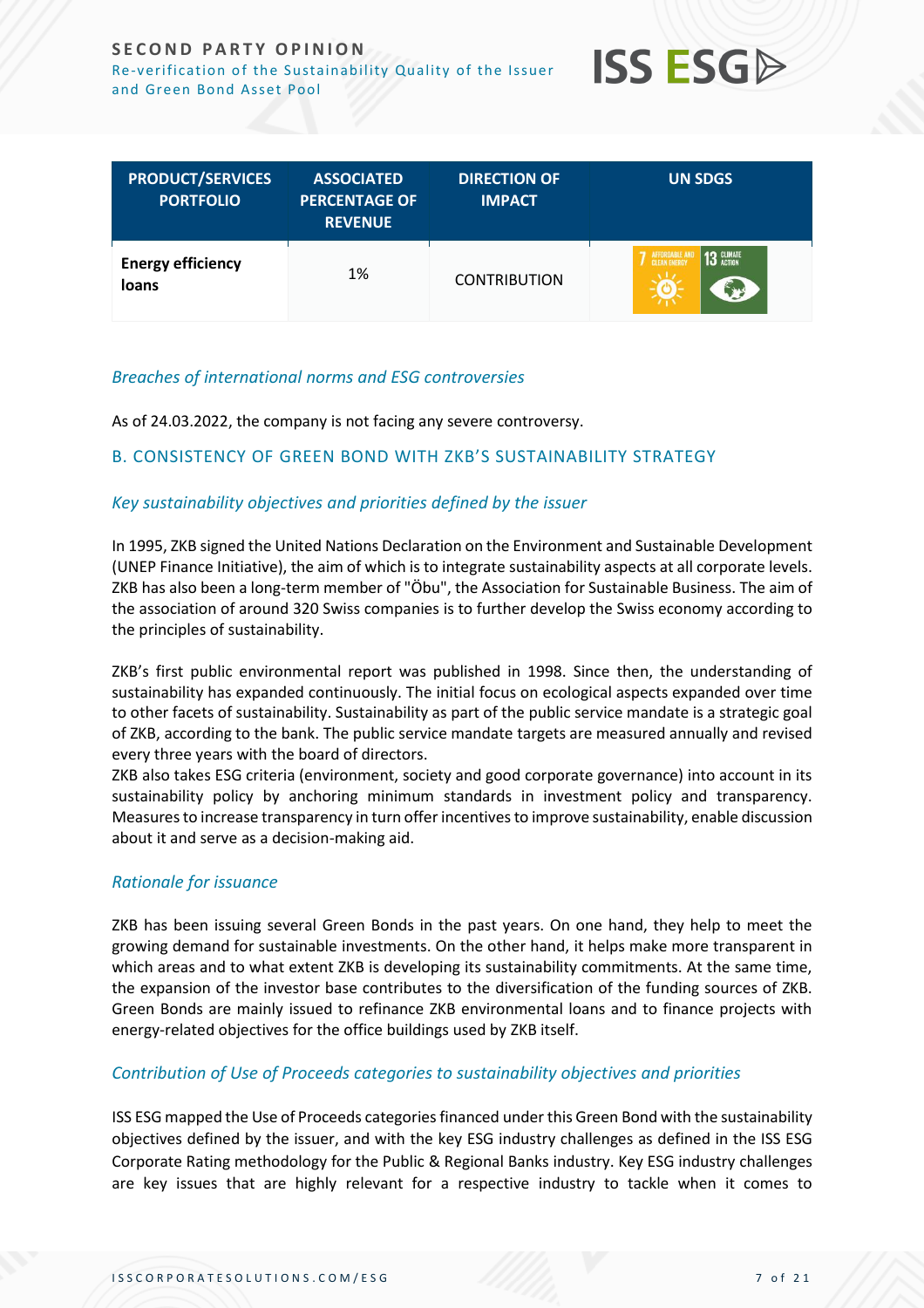| PRODUCT/SERVICES PORTFOLIO | ASSOCIATED PERCENTAGE OF REVENUE | DIRECTION OF IMPACT | UN SDGS |
|---|---|---|---|
| **Energy efficiency loans** | 1% | CONTRIBUTION | 7 AFFORDABLE AND CLEAN ENERGY, 13 CLIMATE ACTION |

### *Breaches of international norms and ESG controversies*

As of 24.03.2022, the company is not facing any severe controversy.

## B. CONSISTENCY OF GREEN BOND WITH ZKB'S SUSTAINABILITY STRATEGY

### *Key sustainability objectives and priorities defined by the issuer*

In 1995, ZKB signed the United Nations Declaration on the Environment and Sustainable Development (UNEP Finance Initiative), the aim of which is to integrate sustainability aspects at all corporate levels. ZKB has also been a long-term member of "Öbu", the Association for Sustainable Business. The aim of the association of around 320 Swiss companies is to further develop the Swiss economy according to the principles of sustainability.

ZKB's first public environmental report was published in 1998. Since then, the understanding of sustainability has expanded continuously. The initial focus on ecological aspects expanded over time to other facets of sustainability. Sustainability as part of the public service mandate is a strategic goal of ZKB, according to the bank. The public service mandate targets are measured annually and revised every three years with the board of directors.
ZKB also takes ESG criteria (environment, society and good corporate governance) into account in its sustainability policy by anchoring minimum standards in investment policy and transparency. Measures to increase transparency in turn offer incentives to improve sustainability, enable discussion about it and serve as a decision-making aid.

### *Rationale for issuance*

ZKB has been issuing several Green Bonds in the past years. On one hand, they help to meet the growing demand for sustainable investments. On the other hand, it helps make more transparent in which areas and to what extent ZKB is developing its sustainability commitments. At the same time, the expansion of the investor base contributes to the diversification of the funding sources of ZKB. Green Bonds are mainly issued to refinance ZKB environmental loans and to finance projects with energy-related objectives for the office buildings used by ZKB itself.

### *Contribution of Use of Proceeds categories to sustainability objectives and priorities*

ISS ESG mapped the Use of Proceeds categories financed under this Green Bond with the sustainability objectives defined by the issuer, and with the key ESG industry challenges as defined in the ISS ESG Corporate Rating methodology for the Public & Regional Banks industry. Key ESG industry challenges are key issues that are highly relevant for a respective industry to tackle when it comes to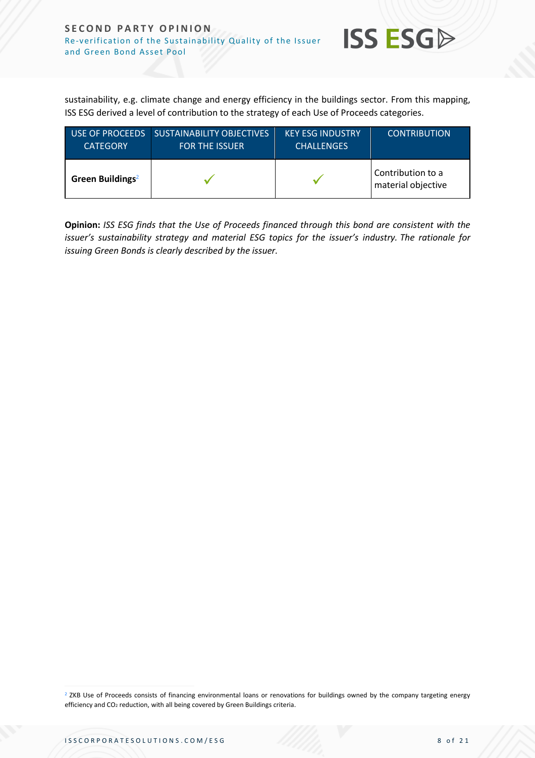sustainability, e.g. climate change and energy efficiency in the buildings sector. From this mapping, ISS ESG derived a level of contribution to the strategy of each Use of Proceeds categories.

| USE OF PROCEEDS CATEGORY | SUSTAINABILITY OBJECTIVES FOR THE ISSUER | KEY ESG INDUSTRY CHALLENGES | CONTRIBUTION |
|---|---|---|---|
| **Green Buildings**[2] | ✓ | ✓ | Contribution to a material objective |

**Opinion:** *ISS ESG finds that the Use of Proceeds financed through this bond are consistent with the issuer's sustainability strategy and material ESG topics for the issuer's industry. The rationale for issuing Green Bonds is clearly described by the issuer.*

[2] ZKB Use of Proceeds consists of financing environmental loans or renovations for buildings owned by the company targeting energy efficiency and $CO_2$ reduction, with all being covered by Green Buildings criteria.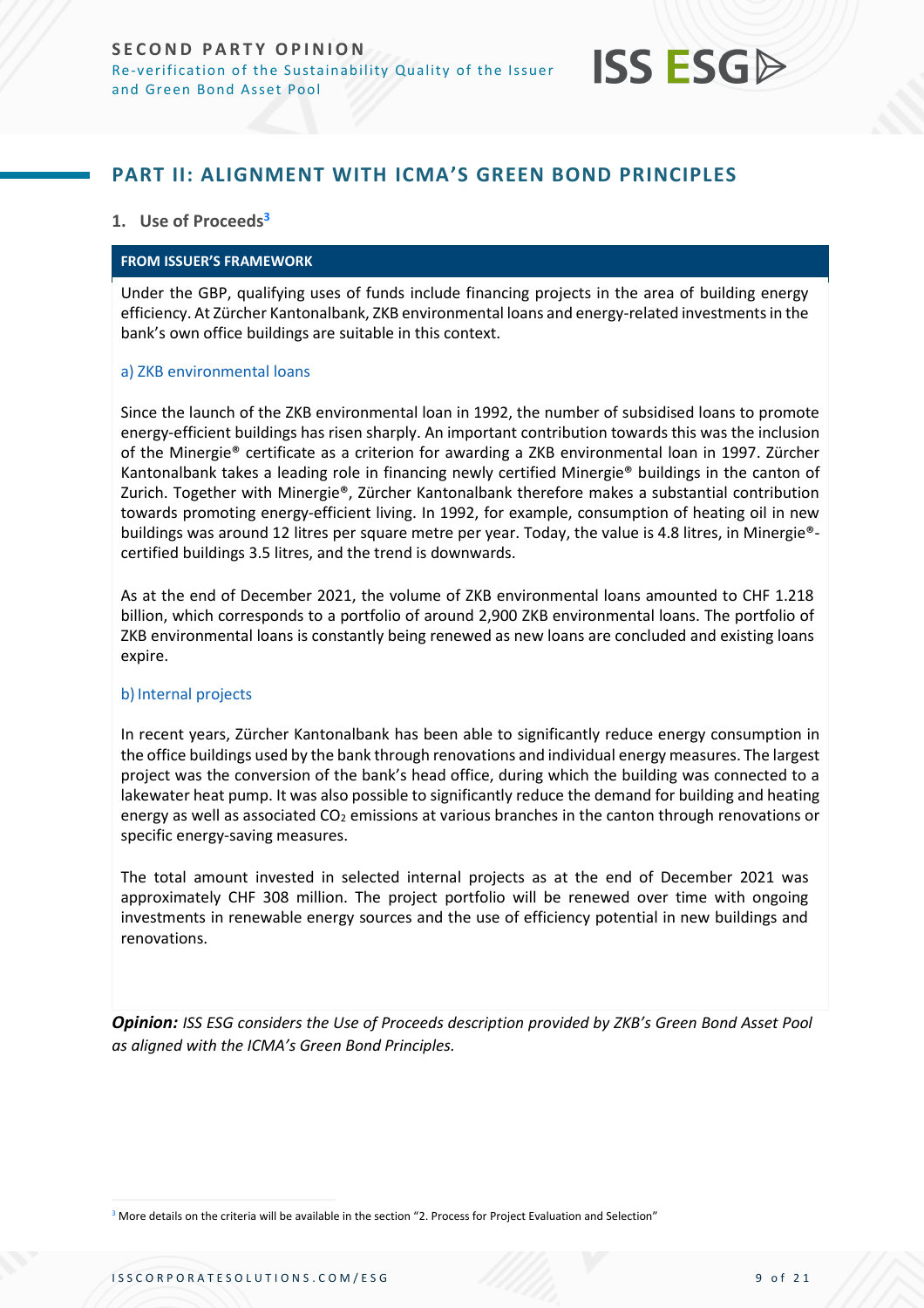## PART II: ALIGNMENT WITH ICMA'S GREEN BOND PRINCIPLES

### 1. Use of Proceeds[3]

**FROM ISSUER'S FRAMEWORK**

Under the GBP, qualifying uses of funds include financing projects in the area of building energy efficiency. At Zürcher Kantonalbank, ZKB environmental loans and energy-related investments in the bank's own office buildings are suitable in this context.

a) ZKB environmental loans

Since the launch of the ZKB environmental loan in 1992, the number of subsidised loans to promote energy-efficient buildings has risen sharply. An important contribution towards this was the inclusion of the Minergie® certificate as a criterion for awarding a ZKB environmental loan in 1997. Zürcher Kantonalbank takes a leading role in financing newly certified Minergie® buildings in the canton of Zurich. Together with Minergie®, Zürcher Kantonalbank therefore makes a substantial contribution towards promoting energy-efficient living. In 1992, for example, consumption of heating oil in new buildings was around 12 litres per square metre per year. Today, the value is 4.8 litres, in Minergie®-certified buildings 3.5 litres, and the trend is downwards.

As at the end of December 2021, the volume of ZKB environmental loans amounted to CHF 1.218 billion, which corresponds to a portfolio of around 2,900 ZKB environmental loans. The portfolio of ZKB environmental loans is constantly being renewed as new loans are concluded and existing loans expire.

b) Internal projects

In recent years, Zürcher Kantonalbank has been able to significantly reduce energy consumption in the office buildings used by the bank through renovations and individual energy measures. The largest project was the conversion of the bank's head office, during which the building was connected to a lakewater heat pump. It was also possible to significantly reduce the demand for building and heating energy as well as associated $CO_2$ emissions at various branches in the canton through renovations or specific energy-saving measures.

The total amount invested in selected internal projects as at the end of December 2021 was approximately CHF 308 million. The project portfolio will be renewed over time with ongoing investments in renewable energy sources and the use of efficiency potential in new buildings and renovations.

***Opinion:*** *ISS ESG considers the Use of Proceeds description provided by ZKB's Green Bond Asset Pool as aligned with the ICMA's Green Bond Principles.*

[3] More details on the criteria will be available in the section "2. Process for Project Evaluation and Selection"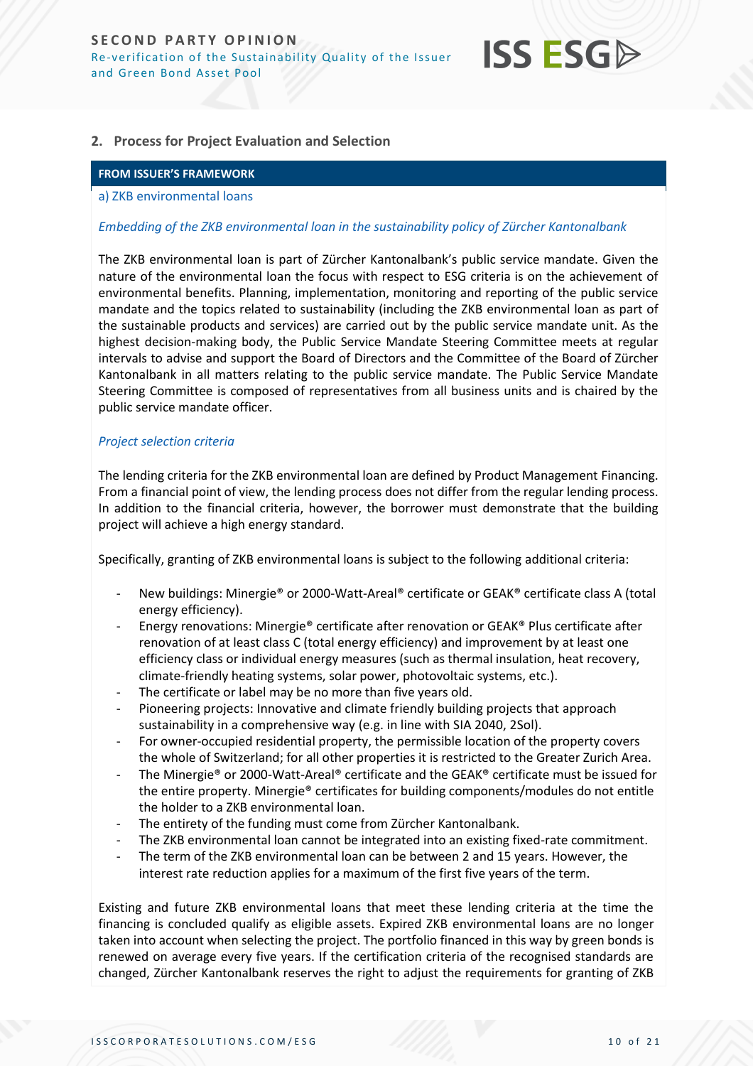## 2. Process for Project Evaluation and Selection

**FROM ISSUER'S FRAMEWORK**

a) ZKB environmental loans

*Embedding of the ZKB environmental loan in the sustainability policy of Zürcher Kantonalbank*

The ZKB environmental loan is part of Zürcher Kantonalbank's public service mandate. Given the nature of the environmental loan the focus with respect to ESG criteria is on the achievement of environmental benefits. Planning, implementation, monitoring and reporting of the public service mandate and the topics related to sustainability (including the ZKB environmental loan as part of the sustainable products and services) are carried out by the public service mandate unit. As the highest decision-making body, the Public Service Mandate Steering Committee meets at regular intervals to advise and support the Board of Directors and the Committee of the Board of Zürcher Kantonalbank in all matters relating to the public service mandate. The Public Service Mandate Steering Committee is composed of representatives from all business units and is chaired by the public service mandate officer.

*Project selection criteria*

The lending criteria for the ZKB environmental loan are defined by Product Management Financing. From a financial point of view, the lending process does not differ from the regular lending process. In addition to the financial criteria, however, the borrower must demonstrate that the building project will achieve a high energy standard.

Specifically, granting of ZKB environmental loans is subject to the following additional criteria:

- New buildings: Minergie® or 2000-Watt-Areal® certificate or GEAK® certificate class A (total energy efficiency).
- Energy renovations: Minergie® certificate after renovation or GEAK® Plus certificate after renovation of at least class C (total energy efficiency) and improvement by at least one efficiency class or individual energy measures (such as thermal insulation, heat recovery, climate-friendly heating systems, solar power, photovoltaic systems, etc.).
- The certificate or label may be no more than five years old.
- Pioneering projects: Innovative and climate friendly building projects that approach sustainability in a comprehensive way (e.g. in line with SIA 2040, 2Sol).
- For owner-occupied residential property, the permissible location of the property covers the whole of Switzerland; for all other properties it is restricted to the Greater Zurich Area.
- The Minergie® or 2000-Watt-Areal® certificate and the GEAK® certificate must be issued for the entire property. Minergie® certificates for building components/modules do not entitle the holder to a ZKB environmental loan.
- The entirety of the funding must come from Zürcher Kantonalbank.
- The ZKB environmental loan cannot be integrated into an existing fixed-rate commitment.
- The term of the ZKB environmental loan can be between 2 and 15 years. However, the interest rate reduction applies for a maximum of the first five years of the term.

Existing and future ZKB environmental loans that meet these lending criteria at the time the financing is concluded qualify as eligible assets. Expired ZKB environmental loans are no longer taken into account when selecting the project. The portfolio financed in this way by green bonds is renewed on average every five years. If the certification criteria of the recognised standards are changed, Zürcher Kantonalbank reserves the right to adjust the requirements for granting of ZKB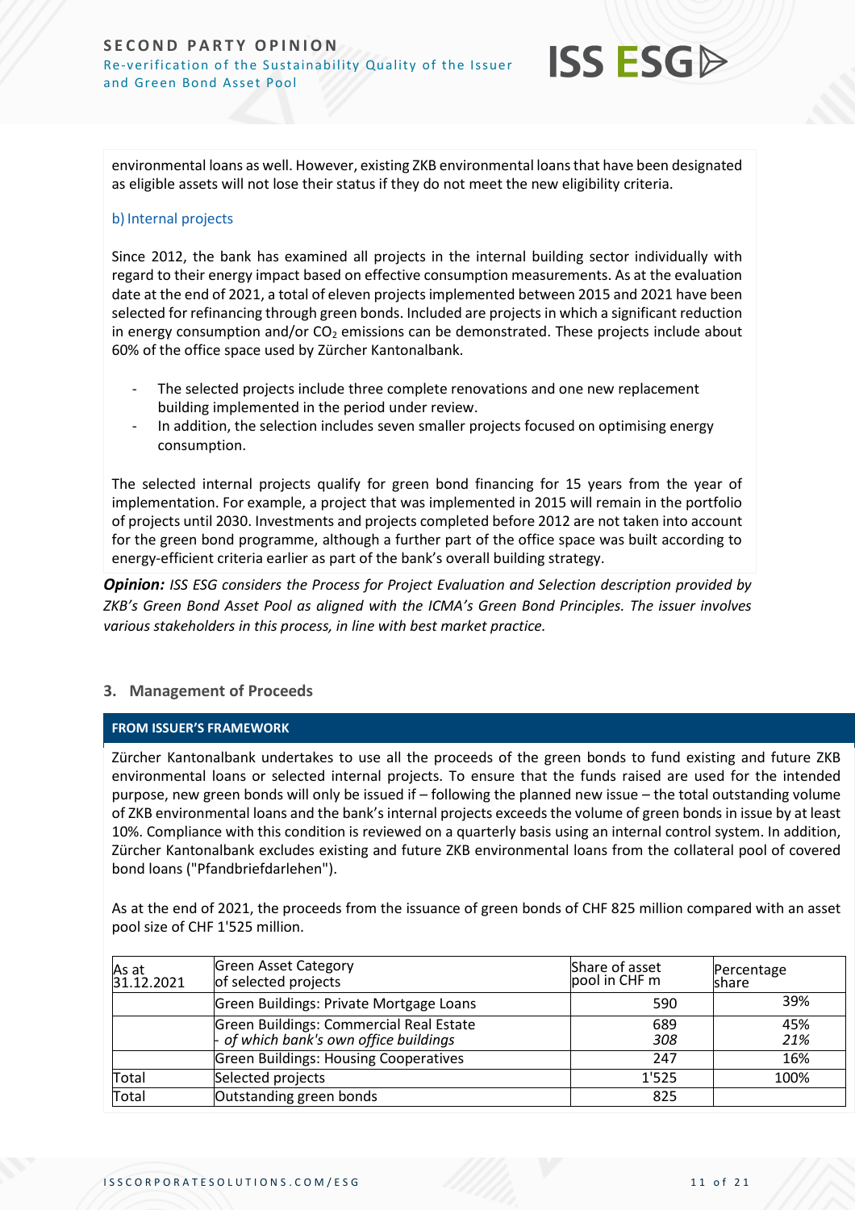environmental loans as well. However, existing ZKB environmental loans that have been designated as eligible assets will not lose their status if they do not meet the new eligibility criteria.

b) Internal projects

Since 2012, the bank has examined all projects in the internal building sector individually with regard to their energy impact based on effective consumption measurements. As at the evaluation date at the end of 2021, a total of eleven projects implemented between 2015 and 2021 have been selected for refinancing through green bonds. Included are projects in which a significant reduction in energy consumption and/or $CO_2$ emissions can be demonstrated. These projects include about 60% of the office space used by Zürcher Kantonalbank.

- The selected projects include three complete renovations and one new replacement building implemented in the period under review.
- In addition, the selection includes seven smaller projects focused on optimising energy consumption.

The selected internal projects qualify for green bond financing for 15 years from the year of implementation. For example, a project that was implemented in 2015 will remain in the portfolio of projects until 2030. Investments and projects completed before 2012 are not taken into account for the green bond programme, although a further part of the office space was built according to energy-efficient criteria earlier as part of the bank's overall building strategy.

***Opinion:*** *ISS ESG considers the Process for Project Evaluation and Selection description provided by ZKB's Green Bond Asset Pool as aligned with the ICMA's Green Bond Principles. The issuer involves various stakeholders in this process, in line with best market practice.*

## 3. Management of Proceeds

**FROM ISSUER'S FRAMEWORK**

Zürcher Kantonalbank undertakes to use all the proceeds of the green bonds to fund existing and future ZKB environmental loans or selected internal projects. To ensure that the funds raised are used for the intended purpose, new green bonds will only be issued if – following the planned new issue – the total outstanding volume of ZKB environmental loans and the bank's internal projects exceeds the volume of green bonds in issue by at least 10%. Compliance with this condition is reviewed on a quarterly basis using an internal control system. In addition, Zürcher Kantonalbank excludes existing and future ZKB environmental loans from the collateral pool of covered bond loans ("Pfandbriefdarlehen").

As at the end of 2021, the proceeds from the issuance of green bonds of CHF 825 million compared with an asset pool size of CHF 1'525 million.

| As at 31.12.2021 | Green Asset Category of selected projects | Share of asset pool in CHF m | Percentage share |
|---|---|---|---|
| | Green Buildings: Private Mortgage Loans | 590 | 39% |
| | Green Buildings: Commercial Real Estate<br>- *of which bank's own office buildings* | 689<br>*308* | 45%<br>*21%* |
| | Green Buildings: Housing Cooperatives | 247 | 16% |
| Total | Selected projects | 1'525 | 100% |
| Total | Outstanding green bonds | 825 | |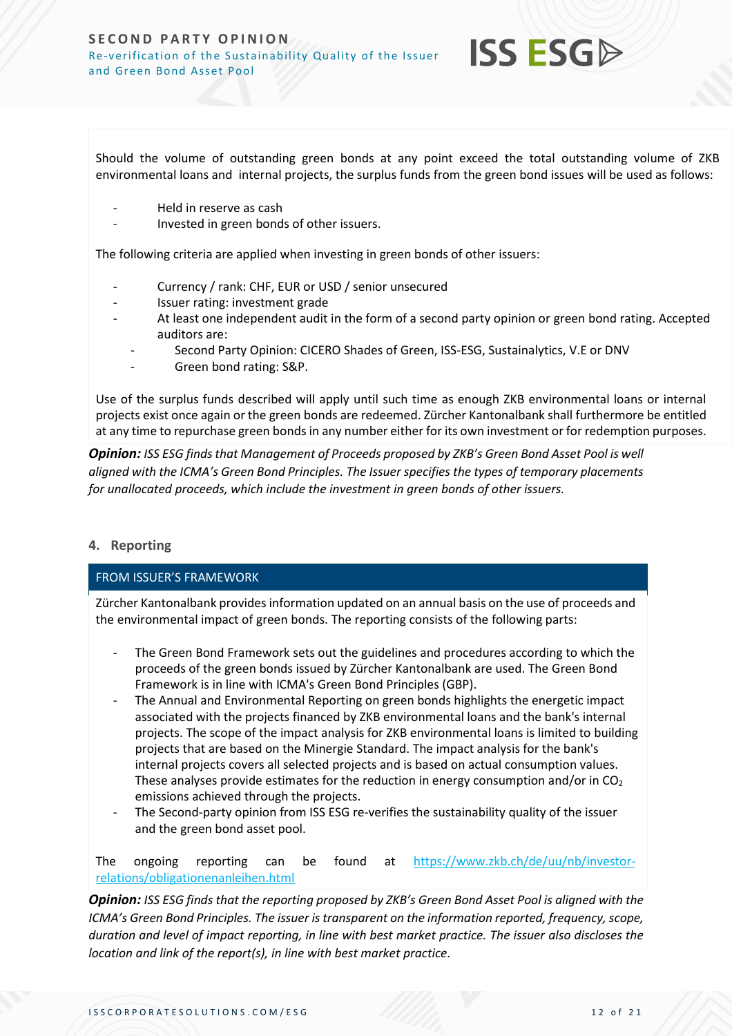Should the volume of outstanding green bonds at any point exceed the total outstanding volume of ZKB environmental loans and internal projects, the surplus funds from the green bond issues will be used as follows:

- Held in reserve as cash
- Invested in green bonds of other issuers.

The following criteria are applied when investing in green bonds of other issuers:

- Currency / rank: CHF, EUR or USD / senior unsecured
- Issuer rating: investment grade
- At least one independent audit in the form of a second party opinion or green bond rating. Accepted auditors are:
  - Second Party Opinion: CICERO Shades of Green, ISS-ESG, Sustainalytics, V.E or DNV
  - Green bond rating: S&P.

Use of the surplus funds described will apply until such time as enough ZKB environmental loans or internal projects exist once again or the green bonds are redeemed. Zürcher Kantonalbank shall furthermore be entitled at any time to repurchase green bonds in any number either for its own investment or for redemption purposes.

***Opinion:*** *ISS ESG finds that Management of Proceeds proposed by ZKB's Green Bond Asset Pool is well aligned with the ICMA's Green Bond Principles. The Issuer specifies the types of temporary placements for unallocated proceeds, which include the investment in green bonds of other issuers.*

## 4. Reporting

**FROM ISSUER'S FRAMEWORK**

Zürcher Kantonalbank provides information updated on an annual basis on the use of proceeds and the environmental impact of green bonds. The reporting consists of the following parts:

- The Green Bond Framework sets out the guidelines and procedures according to which the proceeds of the green bonds issued by Zürcher Kantonalbank are used. The Green Bond Framework is in line with ICMA's Green Bond Principles (GBP).
- The Annual and Environmental Reporting on green bonds highlights the energetic impact associated with the projects financed by ZKB environmental loans and the bank's internal projects. The scope of the impact analysis for ZKB environmental loans is limited to building projects that are based on the Minergie Standard. The impact analysis for the bank's internal projects covers all selected projects and is based on actual consumption values. These analyses provide estimates for the reduction in energy consumption and/or in $CO_2$ emissions achieved through the projects.
- The Second-party opinion from ISS ESG re-verifies the sustainability quality of the issuer and the green bond asset pool.

The ongoing reporting can be found at https://www.zkb.ch/de/uu/nb/investor-relations/obligationenanleihen.html

***Opinion:*** *ISS ESG finds that the reporting proposed by ZKB's Green Bond Asset Pool is aligned with the ICMA's Green Bond Principles. The issuer is transparent on the information reported, frequency, scope, duration and level of impact reporting, in line with best market practice. The issuer also discloses the location and link of the report(s), in line with best market practice.*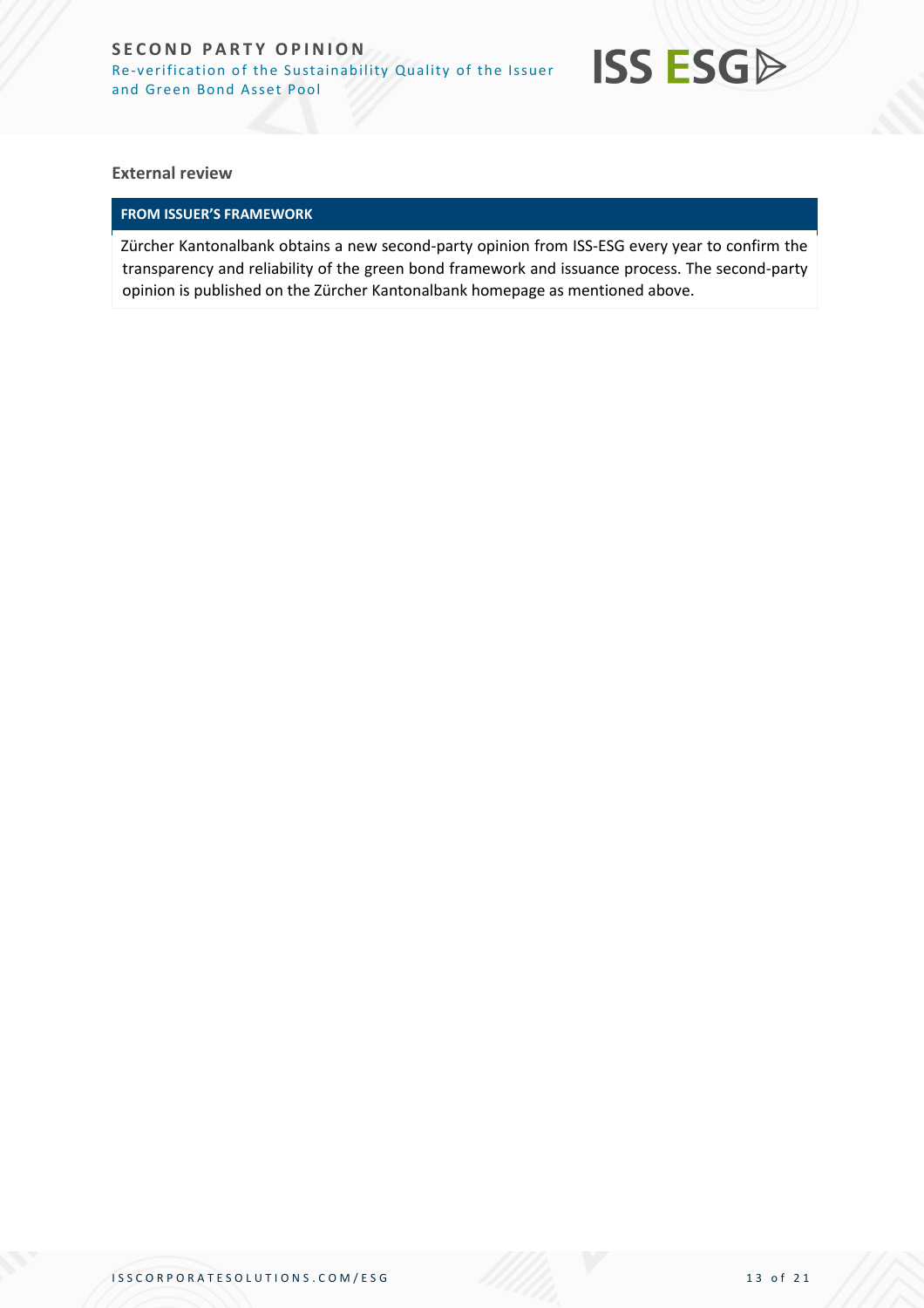**External review**

| FROM ISSUER'S FRAMEWORK |
| --- |
| Zürcher Kantonalbank obtains a new second-party opinion from ISS-ESG every year to confirm the transparency and reliability of the green bond framework and issuance process. The second-party opinion is published on the Zürcher Kantonalbank homepage as mentioned above. |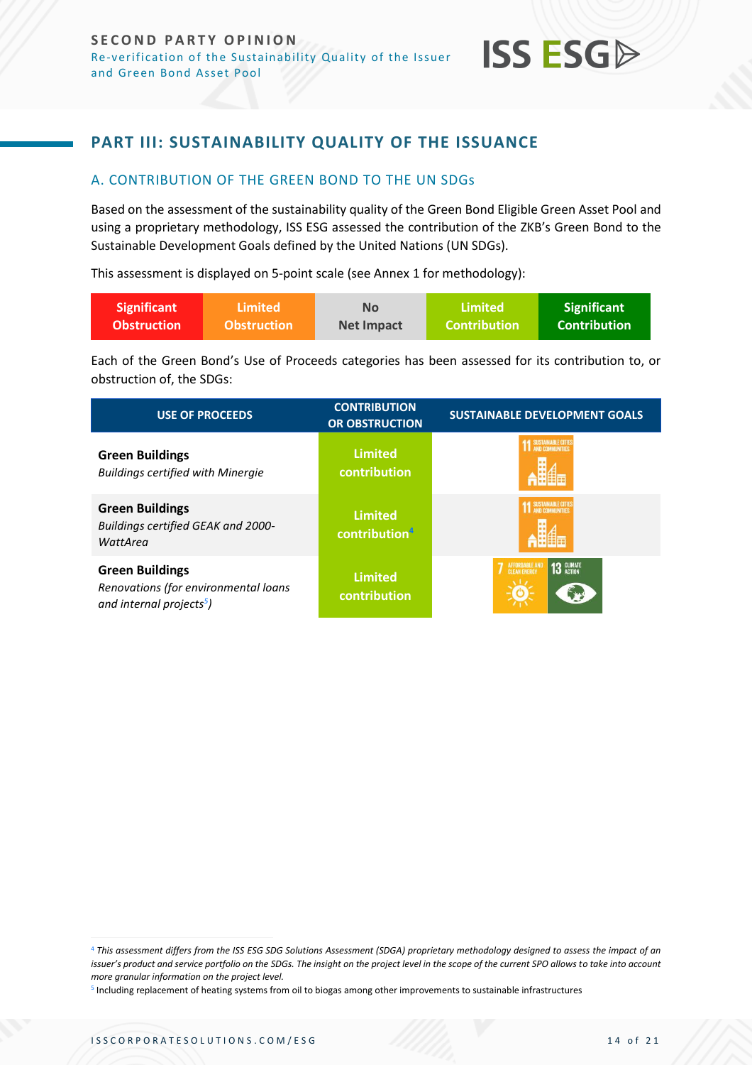## PART III: SUSTAINABILITY QUALITY OF THE ISSUANCE

### A. CONTRIBUTION OF THE GREEN BOND TO THE UN SDGs

Based on the assessment of the sustainability quality of the Green Bond Eligible Green Asset Pool and using a proprietary methodology, ISS ESG assessed the contribution of the ZKB's Green Bond to the Sustainable Development Goals defined by the United Nations (UN SDGs).

This assessment is displayed on 5-point scale (see Annex 1 for methodology):

| Significant Obstruction | Limited Obstruction | No Net Impact | Limited Contribution | Significant Contribution |
|---|---|---|---|---|

Each of the Green Bond's Use of Proceeds categories has been assessed for its contribution to, or obstruction of, the SDGs:

| USE OF PROCEEDS | CONTRIBUTION OR OBSTRUCTION | SUSTAINABLE DEVELOPMENT GOALS |
|---|---|---|
| **Green Buildings** *Buildings certified with Minergie* | Limited contribution | 11 Sustainable Cities and Communities |
| **Green Buildings** *Buildings certified GEAK and 2000-WattArea* | Limited contribution[4] | 11 Sustainable Cities and Communities |
| **Green Buildings** *Renovations (for environmental loans and internal projects[5])* | Limited contribution | 7 Affordable and Clean Energy; 13 Climate Action |

[4] *This assessment differs from the ISS ESG SDG Solutions Assessment (SDGA) proprietary methodology designed to assess the impact of an issuer's product and service portfolio on the SDGs. The insight on the project level in the scope of the current SPO allows to take into account more granular information on the project level.*

[5] Including replacement of heating systems from oil to biogas among other improvements to sustainable infrastructures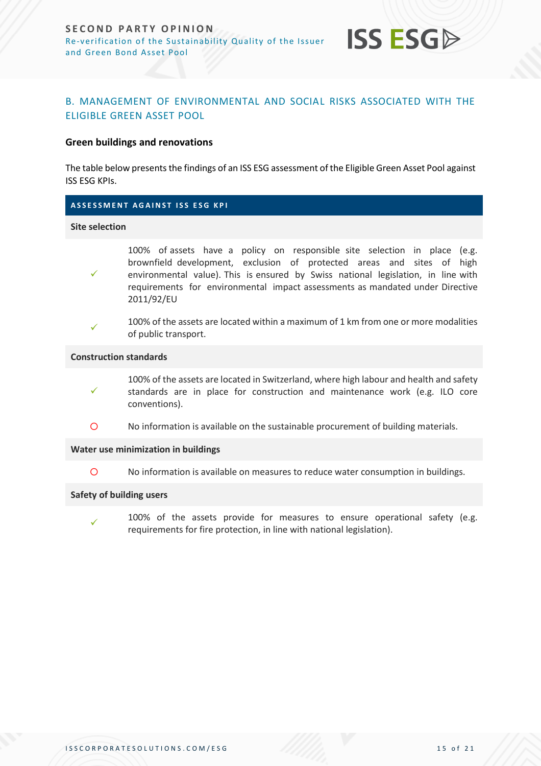## B. MANAGEMENT OF ENVIRONMENTAL AND SOCIAL RISKS ASSOCIATED WITH THE ELIGIBLE GREEN ASSET POOL

### Green buildings and renovations

The table below presents the findings of an ISS ESG assessment of the Eligible Green Asset Pool against ISS ESG KPIs.

| ASSESSMENT AGAINST ISS ESG KPI | |
|---|---|
| **Site selection** | |
| ✓ | 100% of assets have a policy on responsible site selection in place (e.g. brownfield development, exclusion of protected areas and sites of high environmental value). This is ensured by Swiss national legislation, in line with requirements for environmental impact assessments as mandated under Directive 2011/92/EU |
| ✓ | 100% of the assets are located within a maximum of 1 km from one or more modalities of public transport. |
| **Construction standards** | |
| ✓ | 100% of the assets are located in Switzerland, where high labour and health and safety standards are in place for construction and maintenance work (e.g. ILO core conventions). |
| O | No information is available on the sustainable procurement of building materials. |
| **Water use minimization in buildings** | |
| O | No information is available on measures to reduce water consumption in buildings. |
| **Safety of building users** | |
| ✓ | 100% of the assets provide for measures to ensure operational safety (e.g. requirements for fire protection, in line with national legislation). |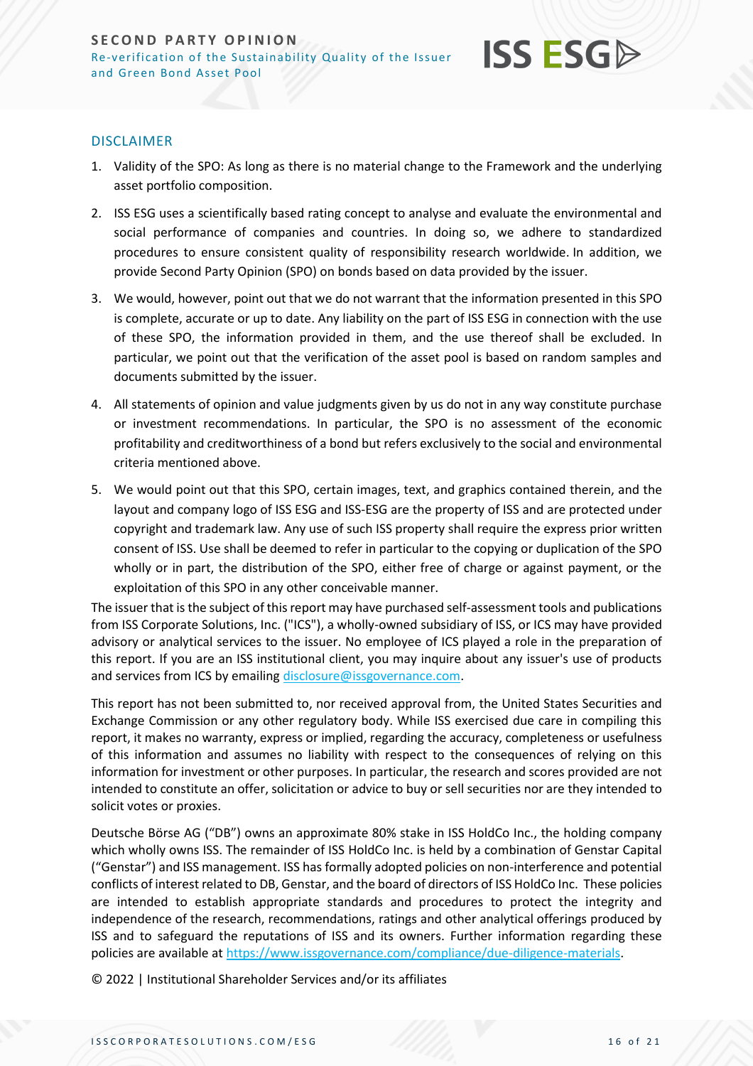## DISCLAIMER

1. Validity of the SPO: As long as there is no material change to the Framework and the underlying asset portfolio composition.
2. ISS ESG uses a scientifically based rating concept to analyse and evaluate the environmental and social performance of companies and countries. In doing so, we adhere to standardized procedures to ensure consistent quality of responsibility research worldwide. In addition, we provide Second Party Opinion (SPO) on bonds based on data provided by the issuer.
3. We would, however, point out that we do not warrant that the information presented in this SPO is complete, accurate or up to date. Any liability on the part of ISS ESG in connection with the use of these SPO, the information provided in them, and the use thereof shall be excluded. In particular, we point out that the verification of the asset pool is based on random samples and documents submitted by the issuer.
4. All statements of opinion and value judgments given by us do not in any way constitute purchase or investment recommendations. In particular, the SPO is no assessment of the economic profitability and creditworthiness of a bond but refers exclusively to the social and environmental criteria mentioned above.
5. We would point out that this SPO, certain images, text, and graphics contained therein, and the layout and company logo of ISS ESG and ISS-ESG are the property of ISS and are protected under copyright and trademark law. Any use of such ISS property shall require the express prior written consent of ISS. Use shall be deemed to refer in particular to the copying or duplication of the SPO wholly or in part, the distribution of the SPO, either free of charge or against payment, or the exploitation of this SPO in any other conceivable manner.

The issuer that is the subject of this report may have purchased self-assessment tools and publications from ISS Corporate Solutions, Inc. ("ICS"), a wholly-owned subsidiary of ISS, or ICS may have provided advisory or analytical services to the issuer. No employee of ICS played a role in the preparation of this report. If you are an ISS institutional client, you may inquire about any issuer's use of products and services from ICS by emailing disclosure@issgovernance.com.

This report has not been submitted to, nor received approval from, the United States Securities and Exchange Commission or any other regulatory body. While ISS exercised due care in compiling this report, it makes no warranty, express or implied, regarding the accuracy, completeness or usefulness of this information and assumes no liability with respect to the consequences of relying on this information for investment or other purposes. In particular, the research and scores provided are not intended to constitute an offer, solicitation or advice to buy or sell securities nor are they intended to solicit votes or proxies.

Deutsche Börse AG ("DB") owns an approximate 80% stake in ISS HoldCo Inc., the holding company which wholly owns ISS. The remainder of ISS HoldCo Inc. is held by a combination of Genstar Capital ("Genstar") and ISS management. ISS has formally adopted policies on non-interference and potential conflicts of interest related to DB, Genstar, and the board of directors of ISS HoldCo Inc. These policies are intended to establish appropriate standards and procedures to protect the integrity and independence of the research, recommendations, ratings and other analytical offerings produced by ISS and to safeguard the reputations of ISS and its owners. Further information regarding these policies are available at https://www.issgovernance.com/compliance/due-diligence-materials.

© 2022 | Institutional Shareholder Services and/or its affiliates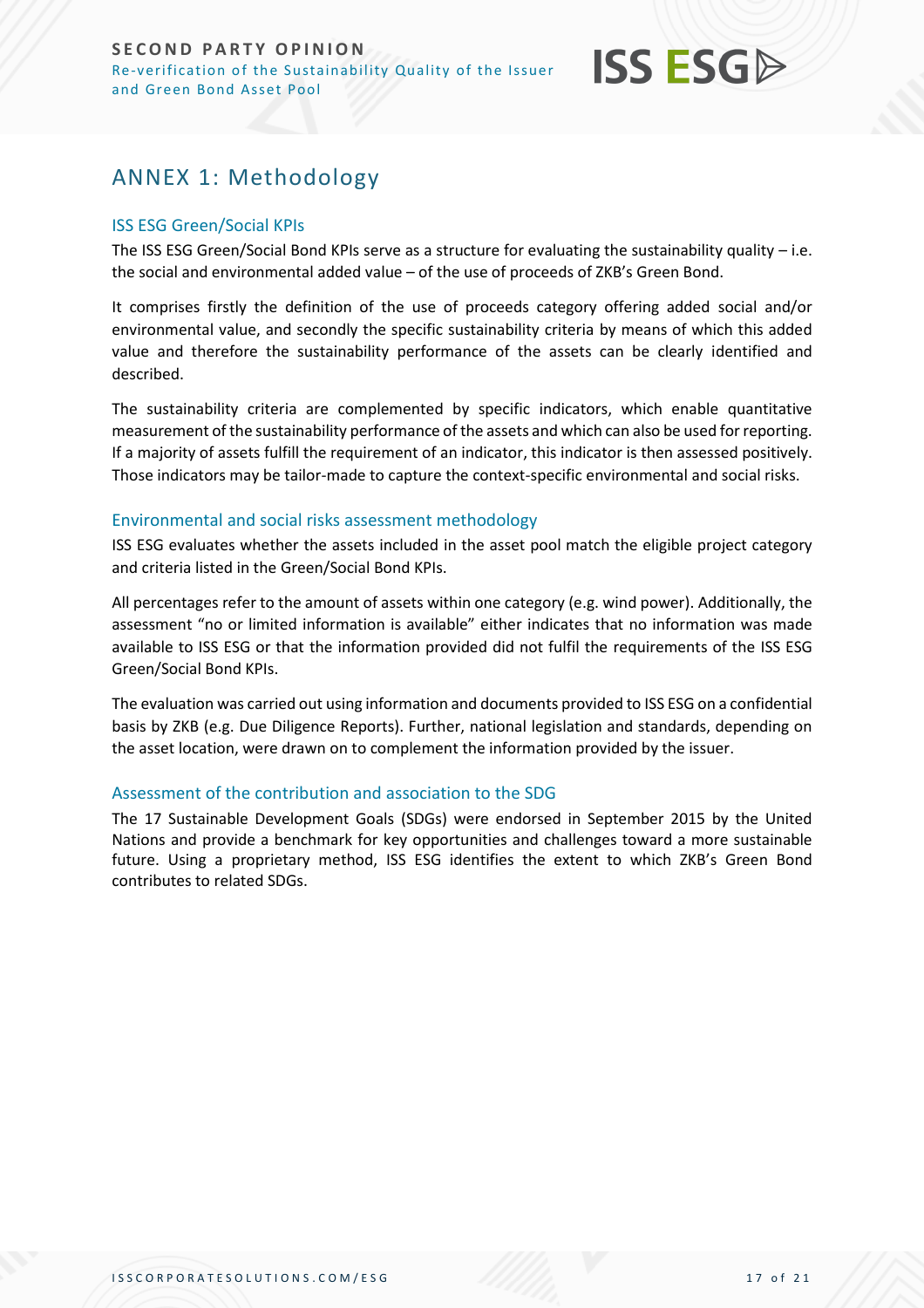## ANNEX 1: Methodology

### ISS ESG Green/Social KPIs

The ISS ESG Green/Social Bond KPIs serve as a structure for evaluating the sustainability quality – i.e. the social and environmental added value – of the use of proceeds of ZKB's Green Bond.

It comprises firstly the definition of the use of proceeds category offering added social and/or environmental value, and secondly the specific sustainability criteria by means of which this added value and therefore the sustainability performance of the assets can be clearly identified and described.

The sustainability criteria are complemented by specific indicators, which enable quantitative measurement of the sustainability performance of the assets and which can also be used for reporting. If a majority of assets fulfill the requirement of an indicator, this indicator is then assessed positively. Those indicators may be tailor-made to capture the context-specific environmental and social risks.

### Environmental and social risks assessment methodology

ISS ESG evaluates whether the assets included in the asset pool match the eligible project category and criteria listed in the Green/Social Bond KPIs.

All percentages refer to the amount of assets within one category (e.g. wind power). Additionally, the assessment "no or limited information is available" either indicates that no information was made available to ISS ESG or that the information provided did not fulfil the requirements of the ISS ESG Green/Social Bond KPIs.

The evaluation was carried out using information and documents provided to ISS ESG on a confidential basis by ZKB (e.g. Due Diligence Reports). Further, national legislation and standards, depending on the asset location, were drawn on to complement the information provided by the issuer.

### Assessment of the contribution and association to the SDG

The 17 Sustainable Development Goals (SDGs) were endorsed in September 2015 by the United Nations and provide a benchmark for key opportunities and challenges toward a more sustainable future. Using a proprietary method, ISS ESG identifies the extent to which ZKB's Green Bond contributes to related SDGs.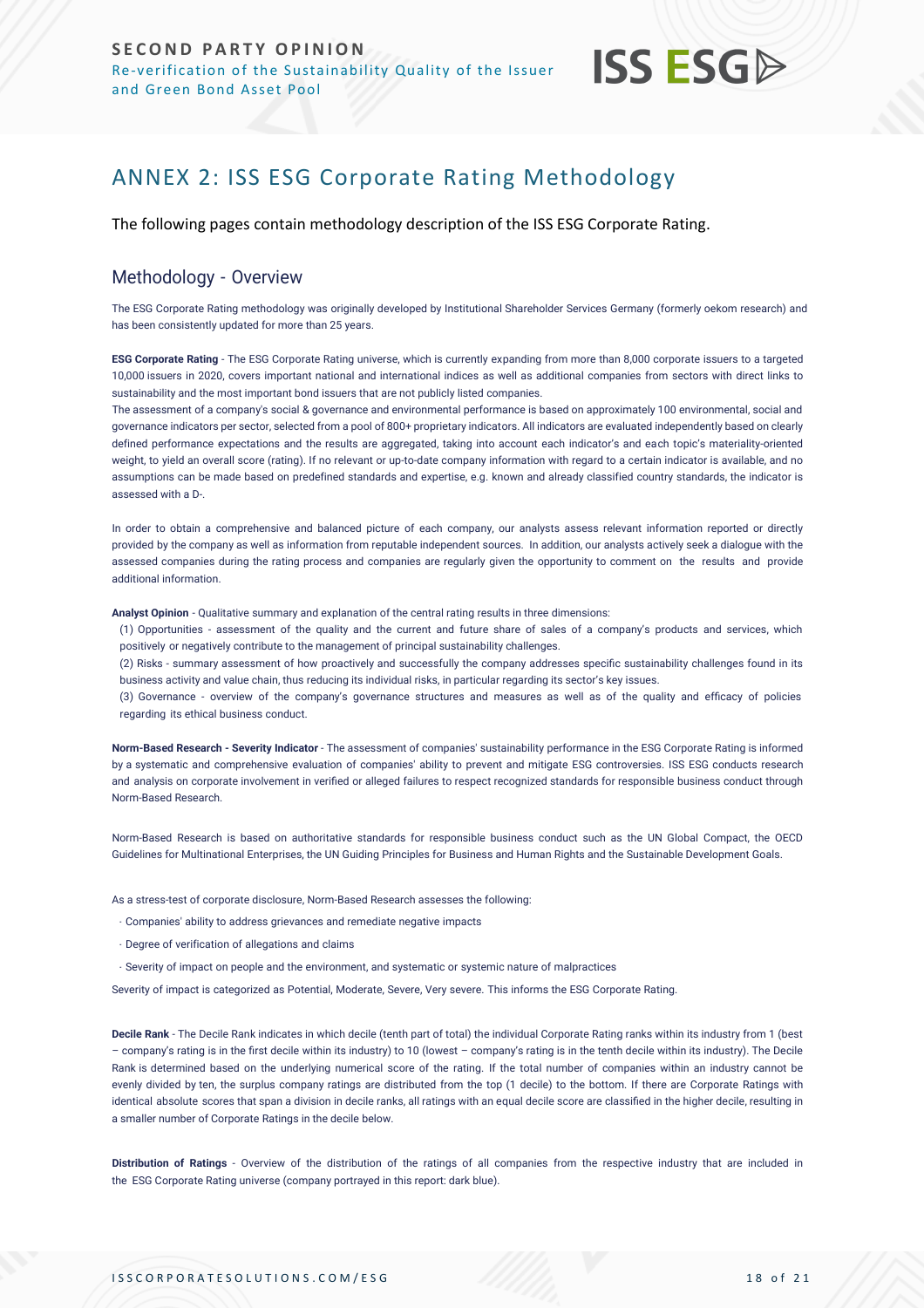# ANNEX 2: ISS ESG Corporate Rating Methodology

The following pages contain methodology description of the ISS ESG Corporate Rating.

## Methodology - Overview

The ESG Corporate Rating methodology was originally developed by Institutional Shareholder Services Germany (formerly oekom research) and has been consistently updated for more than 25 years.

**ESG Corporate Rating** - The ESG Corporate Rating universe, which is currently expanding from more than 8,000 corporate issuers to a targeted 10,000 issuers in 2020, covers important national and international indices as well as additional companies from sectors with direct links to sustainability and the most important bond issuers that are not publicly listed companies.

The assessment of a company's social & governance and environmental performance is based on approximately 100 environmental, social and governance indicators per sector, selected from a pool of 800+ proprietary indicators. All indicators are evaluated independently based on clearly defined performance expectations and the results are aggregated, taking into account each indicator's and each topic's materiality-oriented weight, to yield an overall score (rating). If no relevant or up-to-date company information with regard to a certain indicator is available, and no assumptions can be made based on predefined standards and expertise, e.g. known and already classified country standards, the indicator is assessed with a D-.

In order to obtain a comprehensive and balanced picture of each company, our analysts assess relevant information reported or directly provided by the company as well as information from reputable independent sources. In addition, our analysts actively seek a dialogue with the assessed companies during the rating process and companies are regularly given the opportunity to comment on the results and provide additional information.

**Analyst Opinion** - Qualitative summary and explanation of the central rating results in three dimensions:

(1) Opportunities - assessment of the quality and the current and future share of sales of a company's products and services, which positively or negatively contribute to the management of principal sustainability challenges.

(2) Risks - summary assessment of how proactively and successfully the company addresses specific sustainability challenges found in its business activity and value chain, thus reducing its individual risks, in particular regarding its sector's key issues.

(3) Governance - overview of the company's governance structures and measures as well as of the quality and efficacy of policies regarding its ethical business conduct.

**Norm-Based Research - Severity Indicator** - The assessment of companies' sustainability performance in the ESG Corporate Rating is informed by a systematic and comprehensive evaluation of companies' ability to prevent and mitigate ESG controversies. ISS ESG conducts research and analysis on corporate involvement in verified or alleged failures to respect recognized standards for responsible business conduct through Norm-Based Research.

Norm-Based Research is based on authoritative standards for responsible business conduct such as the UN Global Compact, the OECD Guidelines for Multinational Enterprises, the UN Guiding Principles for Business and Human Rights and the Sustainable Development Goals.

As a stress-test of corporate disclosure, Norm-Based Research assesses the following:

- Companies' ability to address grievances and remediate negative impacts
- Degree of verification of allegations and claims
- Severity of impact on people and the environment, and systematic or systemic nature of malpractices

Severity of impact is categorized as Potential, Moderate, Severe, Very severe. This informs the ESG Corporate Rating.

**Decile Rank** - The Decile Rank indicates in which decile (tenth part of total) the individual Corporate Rating ranks within its industry from 1 (best – company's rating is in the first decile within its industry) to 10 (lowest – company's rating is in the tenth decile within its industry). The Decile Rank is determined based on the underlying numerical score of the rating. If the total number of companies within an industry cannot be evenly divided by ten, the surplus company ratings are distributed from the top (1 decile) to the bottom. If there are Corporate Ratings with identical absolute scores that span a division in decile ranks, all ratings with an equal decile score are classified in the higher decile, resulting in a smaller number of Corporate Ratings in the decile below.

**Distribution of Ratings** - Overview of the distribution of the ratings of all companies from the respective industry that are included in the ESG Corporate Rating universe (company portrayed in this report: dark blue).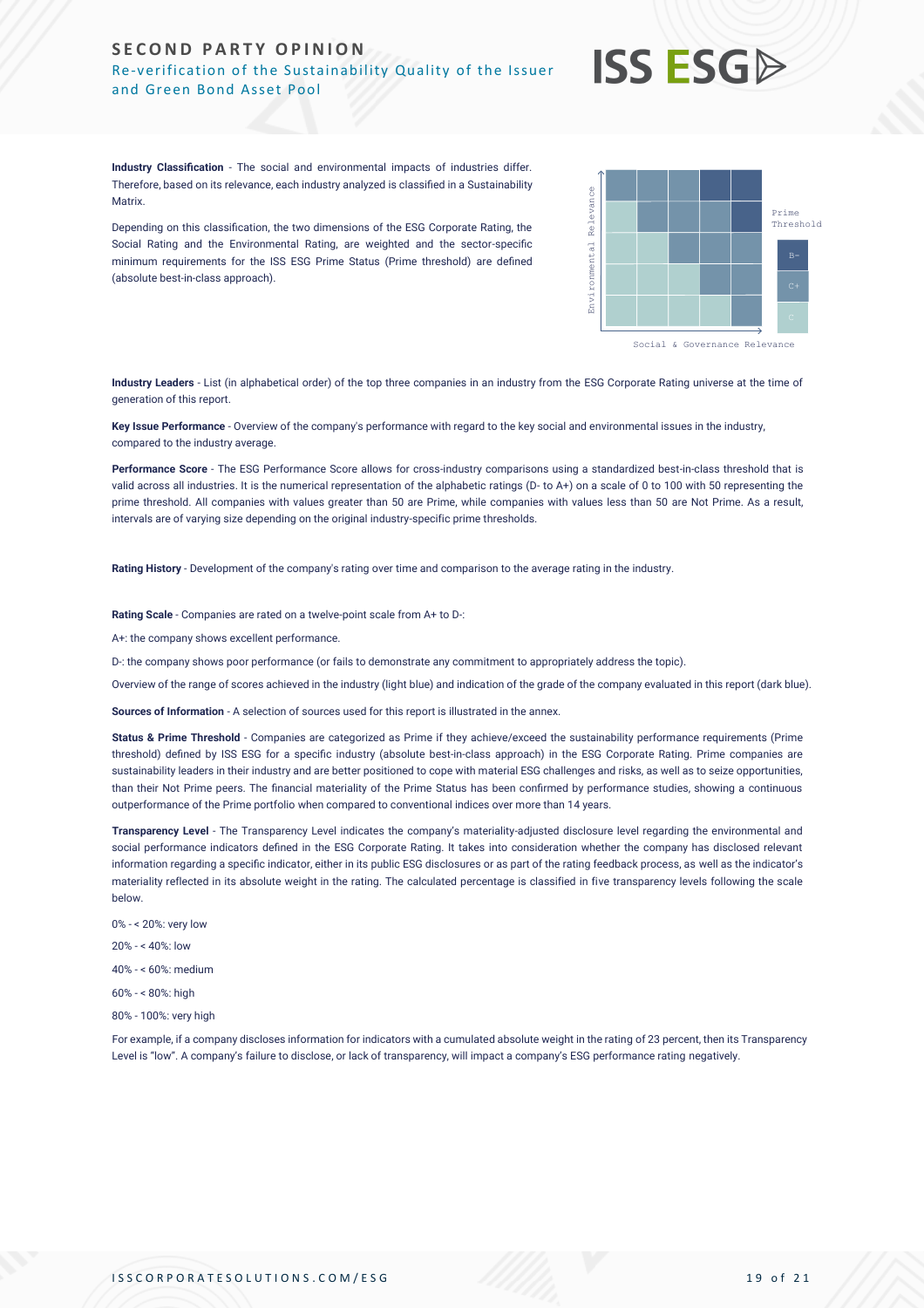**Industry Classification** - The social and environmental impacts of industries differ. Therefore, based on its relevance, each industry analyzed is classified in a Sustainability Matrix.

Depending on this classification, the two dimensions of the ESG Corporate Rating, the Social Rating and the Environmental Rating, are weighted and the sector-specific minimum requirements for the ISS ESG Prime Status (Prime threshold) are defined (absolute best-in-class approach).

**Industry Leaders** - List (in alphabetical order) of the top three companies in an industry from the ESG Corporate Rating universe at the time of generation of this report.

**Key Issue Performance** - Overview of the company's performance with regard to the key social and environmental issues in the industry, compared to the industry average.

**Performance Score** - The ESG Performance Score allows for cross-industry comparisons using a standardized best-in-class threshold that is valid across all industries. It is the numerical representation of the alphabetic ratings (D- to A+) on a scale of 0 to 100 with 50 representing the prime threshold. All companies with values greater than 50 are Prime, while companies with values less than 50 are Not Prime. As a result, intervals are of varying size depending on the original industry-specific prime thresholds.

**Rating History** - Development of the company's rating over time and comparison to the average rating in the industry.

**Rating Scale** - Companies are rated on a twelve-point scale from A+ to D-:

A+: the company shows excellent performance.

D-: the company shows poor performance (or fails to demonstrate any commitment to appropriately address the topic).

Overview of the range of scores achieved in the industry (light blue) and indication of the grade of the company evaluated in this report (dark blue).

**Sources of Information** - A selection of sources used for this report is illustrated in the annex.

**Status & Prime Threshold** - Companies are categorized as Prime if they achieve/exceed the sustainability performance requirements (Prime threshold) defined by ISS ESG for a specific industry (absolute best-in-class approach) in the ESG Corporate Rating. Prime companies are sustainability leaders in their industry and are better positioned to cope with material ESG challenges and risks, as well as to seize opportunities, than their Not Prime peers. The financial materiality of the Prime Status has been confirmed by performance studies, showing a continuous outperformance of the Prime portfolio when compared to conventional indices over more than 14 years.

**Transparency Level** - The Transparency Level indicates the company's materiality-adjusted disclosure level regarding the environmental and social performance indicators defined in the ESG Corporate Rating. It takes into consideration whether the company has disclosed relevant information regarding a specific indicator, either in its public ESG disclosures or as part of the rating feedback process, as well as the indicator's materiality reflected in its absolute weight in the rating. The calculated percentage is classified in five transparency levels following the scale below.

0% - < 20%: very low

20% - < 40%: low

40% - < 60%: medium

60% - < 80%: high

80% - 100%: very high

For example, if a company discloses information for indicators with a cumulated absolute weight in the rating of 23 percent, then its Transparency Level is "low". A company's failure to disclose, or lack of transparency, will impact a company's ESG performance rating negatively.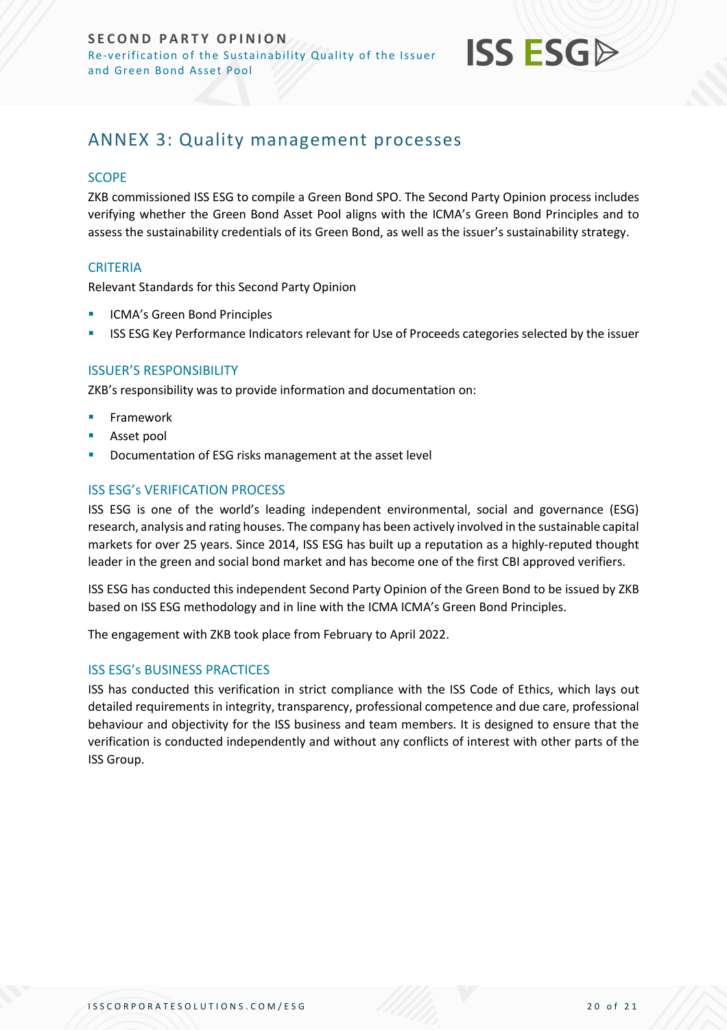## ANNEX 3: Quality management processes

### SCOPE

ZKB commissioned ISS ESG to compile a Green Bond SPO. The Second Party Opinion process includes verifying whether the Green Bond Asset Pool aligns with the ICMA's Green Bond Principles and to assess the sustainability credentials of its Green Bond, as well as the issuer's sustainability strategy.

### CRITERIA

Relevant Standards for this Second Party Opinion

- ICMA's Green Bond Principles
- ISS ESG Key Performance Indicators relevant for Use of Proceeds categories selected by the issuer

### ISSUER'S RESPONSIBILITY

ZKB's responsibility was to provide information and documentation on:

- Framework
- Asset pool
- Documentation of ESG risks management at the asset level

### ISS ESG's VERIFICATION PROCESS

ISS ESG is one of the world's leading independent environmental, social and governance (ESG) research, analysis and rating houses. The company has been actively involved in the sustainable capital markets for over 25 years. Since 2014, ISS ESG has built up a reputation as a highly-reputed thought leader in the green and social bond market and has become one of the first CBI approved verifiers.

ISS ESG has conducted this independent Second Party Opinion of the Green Bond to be issued by ZKB based on ISS ESG methodology and in line with the ICMA ICMA's Green Bond Principles.

The engagement with ZKB took place from February to April 2022.

### ISS ESG's BUSINESS PRACTICES

ISS has conducted this verification in strict compliance with the ISS Code of Ethics, which lays out detailed requirements in integrity, transparency, professional competence and due care, professional behaviour and objectivity for the ISS business and team members. It is designed to ensure that the verification is conducted independently and without any conflicts of interest with other parts of the ISS Group.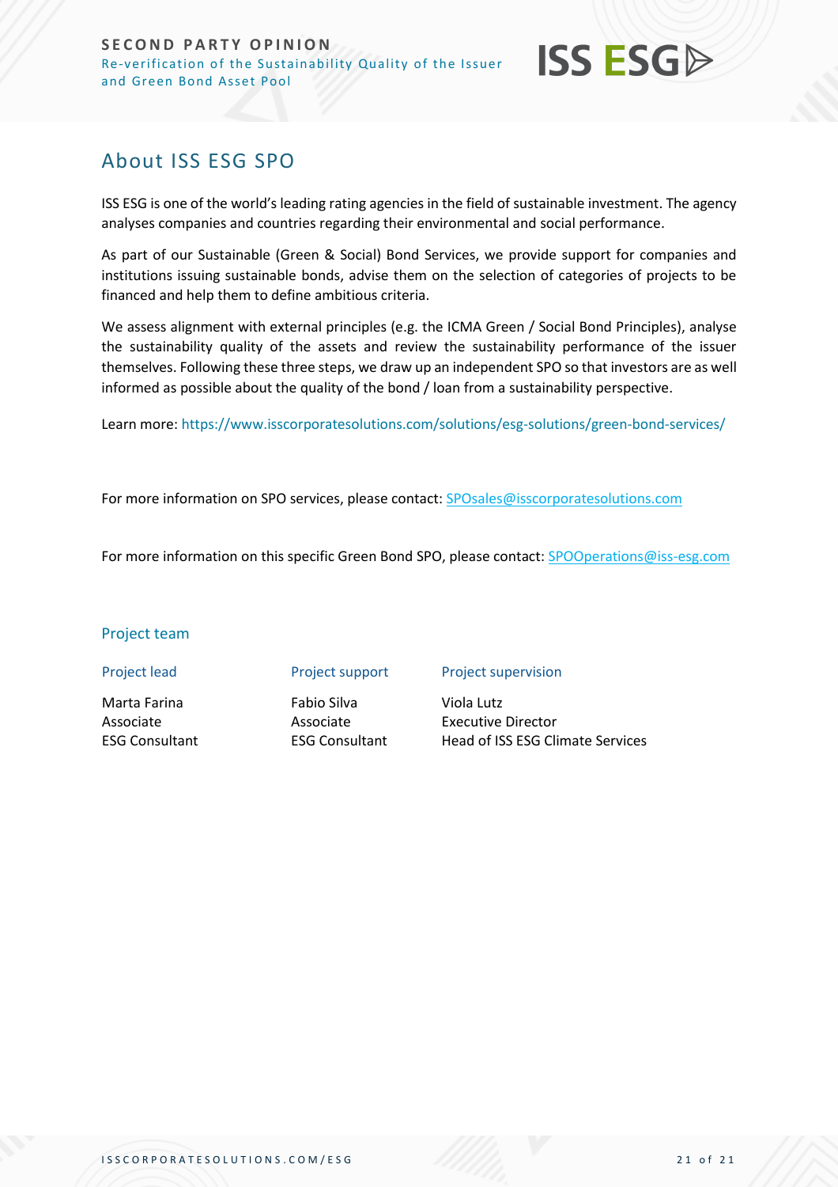## About ISS ESG SPO

ISS ESG is one of the world's leading rating agencies in the field of sustainable investment. The agency analyses companies and countries regarding their environmental and social performance.

As part of our Sustainable (Green & Social) Bond Services, we provide support for companies and institutions issuing sustainable bonds, advise them on the selection of categories of projects to be financed and help them to define ambitious criteria.

We assess alignment with external principles (e.g. the ICMA Green / Social Bond Principles), analyse the sustainability quality of the assets and review the sustainability performance of the issuer themselves. Following these three steps, we draw up an independent SPO so that investors are as well informed as possible about the quality of the bond / loan from a sustainability perspective.

Learn more: https://www.isscorporatesolutions.com/solutions/esg-solutions/green-bond-services/

For more information on SPO services, please contact: SPOsales@isscorporatesolutions.com

For more information on this specific Green Bond SPO, please contact: SPOOperations@iss-esg.com

### Project team

| Project lead | Project support | Project supervision |
|---|---|---|
| Marta Farina<br>Associate<br>ESG Consultant | Fabio Silva<br>Associate<br>ESG Consultant | Viola Lutz<br>Executive Director<br>Head of ISS ESG Climate Services |